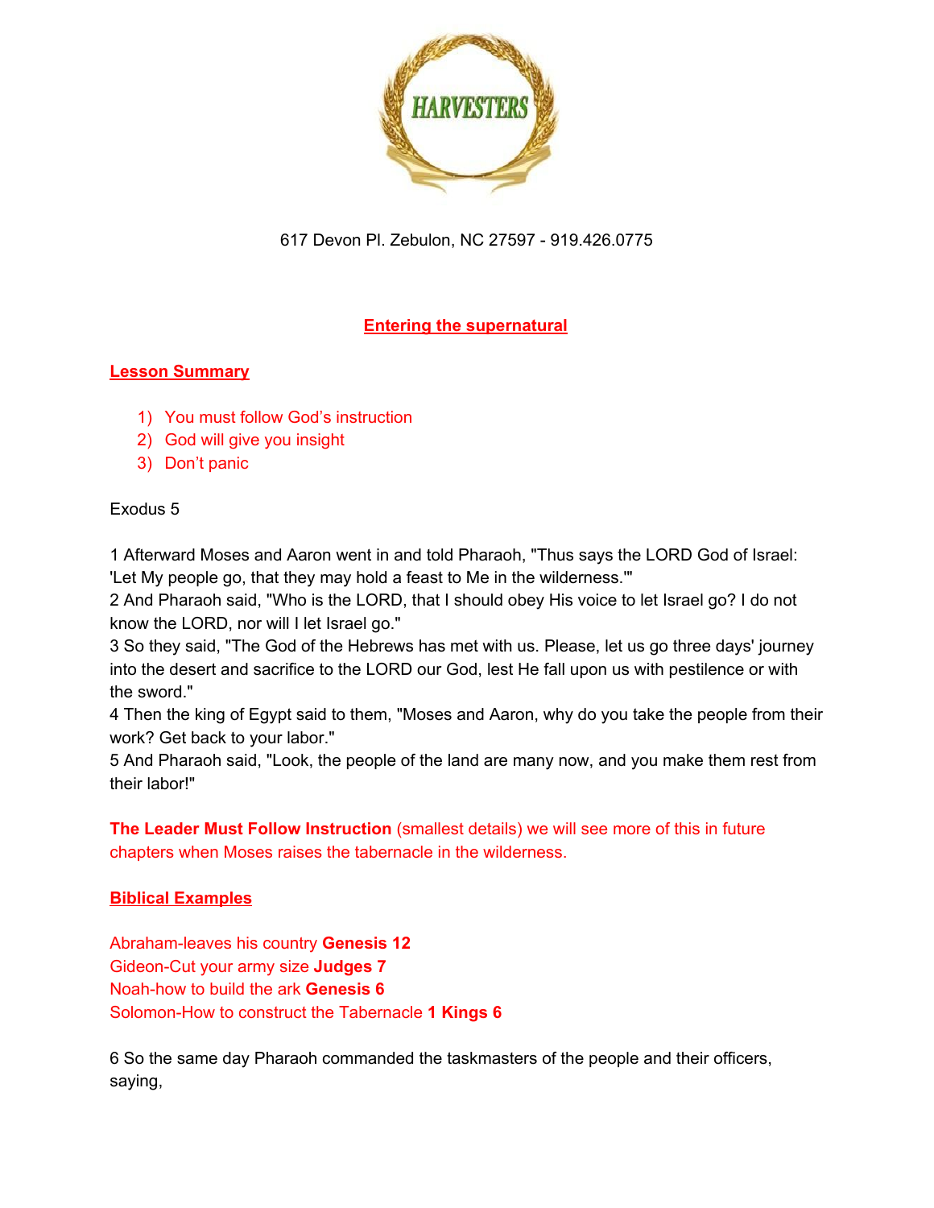HARVESTERS

617 Devon Pl. Zebulon, NC 27597 - 919.426.0775

## Entering the supernatural

### Lesson Summary

1) You must follow God's instruction
2) God will give you insight
3) Don't panic

Exodus 5

1 Afterward Moses and Aaron went in and told Pharaoh, "Thus says the LORD God of Israel: 'Let My people go, that they may hold a feast to Me in the wilderness.'"
2 And Pharaoh said, "Who is the LORD, that I should obey His voice to let Israel go? I do not know the LORD, nor will I let Israel go."
3 So they said, "The God of the Hebrews has met with us. Please, let us go three days' journey into the desert and sacrifice to the LORD our God, lest He fall upon us with pestilence or with the sword."
4 Then the king of Egypt said to them, "Moses and Aaron, why do you take the people from their work? Get back to your labor."
5 And Pharaoh said, "Look, the people of the land are many now, and you make them rest from their labor!"

**The Leader Must Follow Instruction** (smallest details) we will see more of this in future chapters when Moses raises the tabernacle in the wilderness.

### Biblical Examples

Abraham-leaves his country **Genesis 12**
Gideon-Cut your army size **Judges 7**
Noah-how to build the ark **Genesis 6**
Solomon-How to construct the Tabernacle **1 Kings 6**

6 So the same day Pharaoh commanded the taskmasters of the people and their officers, saying,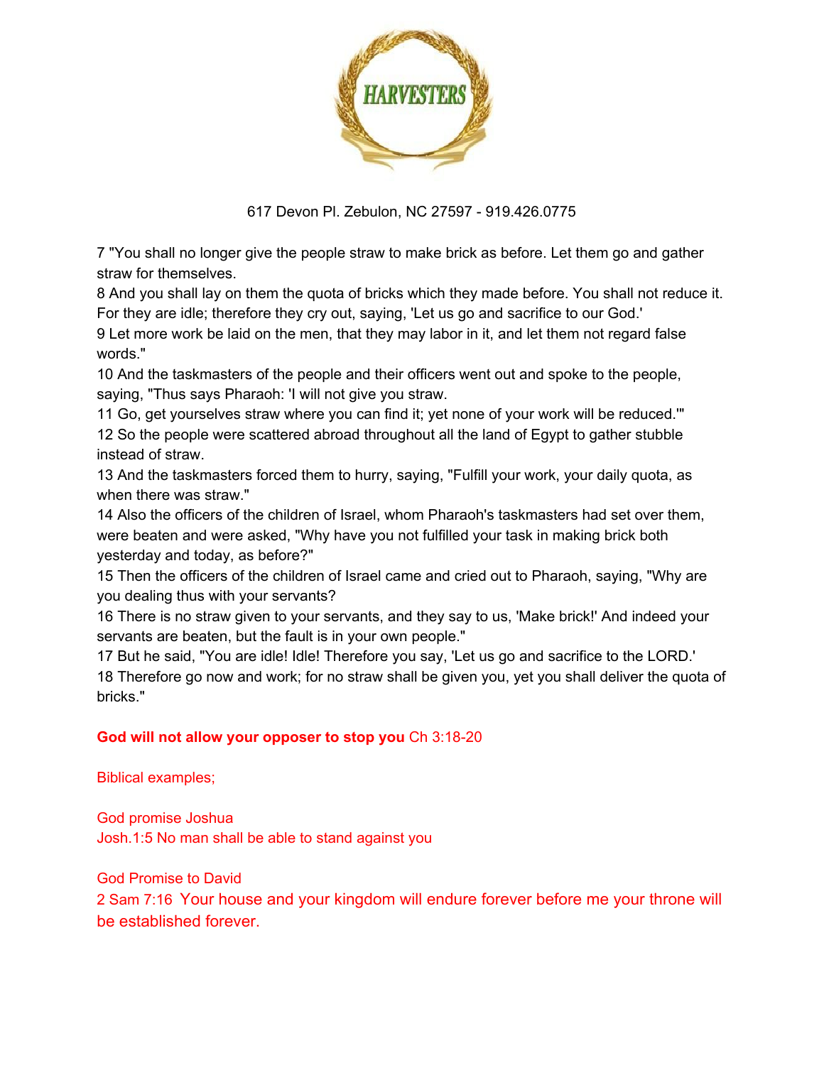617 Devon Pl. Zebulon, NC 27597 - 919.426.0775

7 "You shall no longer give the people straw to make brick as before. Let them go and gather straw for themselves.
8 And you shall lay on them the quota of bricks which they made before. You shall not reduce it. For they are idle; therefore they cry out, saying, 'Let us go and sacrifice to our God.'
9 Let more work be laid on the men, that they may labor in it, and let them not regard false words."
10 And the taskmasters of the people and their officers went out and spoke to the people, saying, "Thus says Pharaoh: 'I will not give you straw.
11 Go, get yourselves straw where you can find it; yet none of your work will be reduced.'"
12 So the people were scattered abroad throughout all the land of Egypt to gather stubble instead of straw.
13 And the taskmasters forced them to hurry, saying, "Fulfill your work, your daily quota, as when there was straw."
14 Also the officers of the children of Israel, whom Pharaoh's taskmasters had set over them, were beaten and were asked, "Why have you not fulfilled your task in making brick both yesterday and today, as before?"
15 Then the officers of the children of Israel came and cried out to Pharaoh, saying, "Why are you dealing thus with your servants?
16 There is no straw given to your servants, and they say to us, 'Make brick!' And indeed your servants are beaten, but the fault is in your own people."
17 But he said, "You are idle! Idle! Therefore you say, 'Let us go and sacrifice to the LORD.'
18 Therefore go now and work; for no straw shall be given you, yet you shall deliver the quota of bricks."

**God will not allow your opposer to stop you** Ch 3:18-20

Biblical examples;

God promise Joshua
Josh.1:5 No man shall be able to stand against you

God Promise to David
2 Sam 7:16 Your house and your kingdom will endure forever before me your throne will be established forever.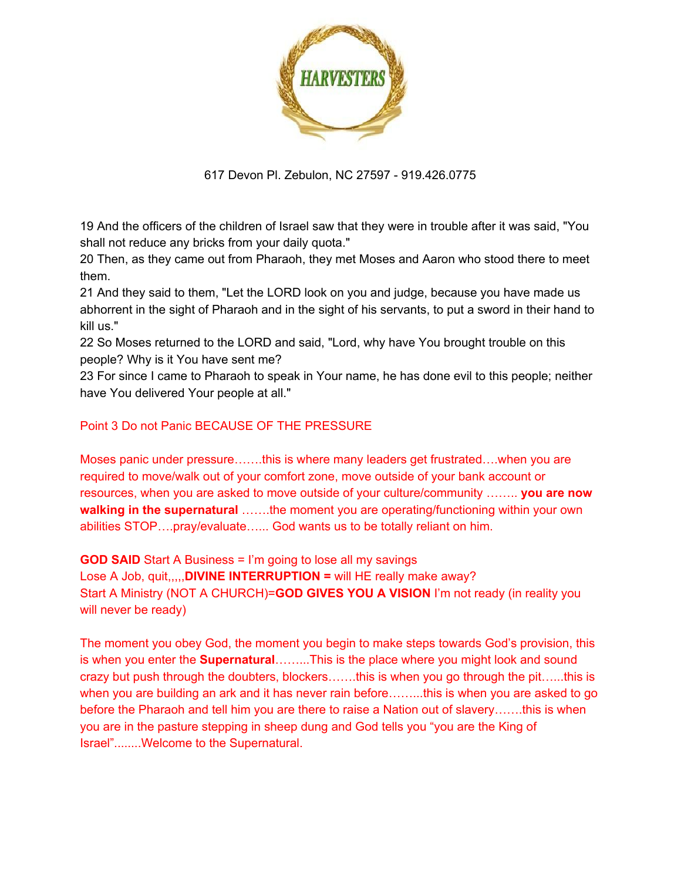617 Devon Pl. Zebulon, NC 27597 - 919.426.0775

19 And the officers of the children of Israel saw that they were in trouble after it was said, "You shall not reduce any bricks from your daily quota."
20 Then, as they came out from Pharaoh, they met Moses and Aaron who stood there to meet them.
21 And they said to them, "Let the LORD look on you and judge, because you have made us abhorrent in the sight of Pharaoh and in the sight of his servants, to put a sword in their hand to kill us."
22 So Moses returned to the LORD and said, "Lord, why have You brought trouble on this people? Why is it You have sent me?
23 For since I came to Pharaoh to speak in Your name, he has done evil to this people; neither have You delivered Your people at all."

Point 3 Do not Panic BECAUSE OF THE PRESSURE

Moses panic under pressure…….this is where many leaders get frustrated….when you are required to move/walk out of your comfort zone, move outside of your bank account or resources, when you are asked to move outside of your culture/community …….. **you are now walking in the supernatural** …….the moment you are operating/functioning within your own abilities STOP….pray/evaluate…... God wants us to be totally reliant on him.

**GOD SAID** Start A Business = I'm going to lose all my savings
Lose A Job, quit,,,,,**DIVINE INTERRUPTION =** will HE really make away?
Start A Ministry (NOT A CHURCH)=**GOD GIVES YOU A VISION** I'm not ready (in reality you will never be ready)

The moment you obey God, the moment you begin to make steps towards God's provision, this is when you enter the **Supernatural**……...This is the place where you might look and sound crazy but push through the doubters, blockers…….this is when you go through the pit…...this is when you are building an ark and it has never rain before……...this is when you are asked to go before the Pharaoh and tell him you are there to raise a Nation out of slavery…….this is when you are in the pasture stepping in sheep dung and God tells you "you are the King of Israel"........Welcome to the Supernatural.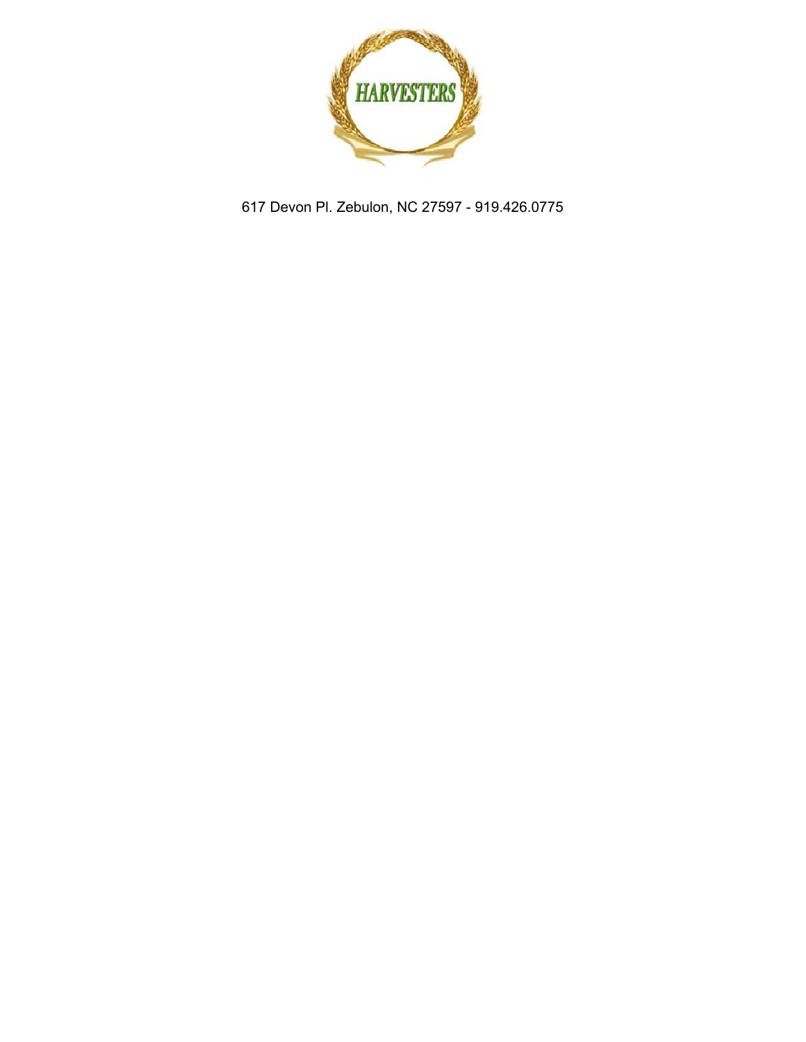HARVESTERS

617 Devon Pl. Zebulon, NC 27597 - 919.426.0775